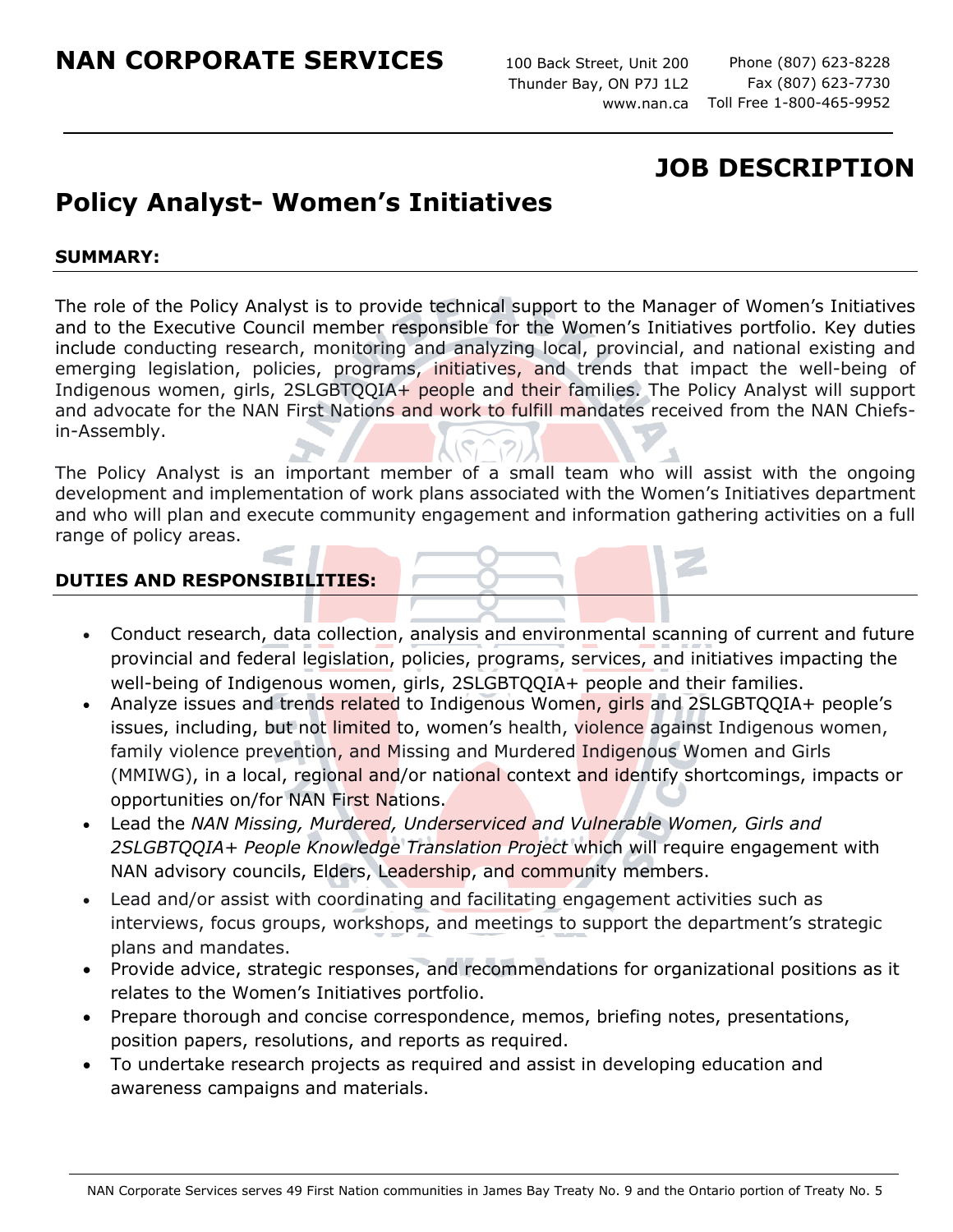# NAN CORPORATE SERVICES

100 Back Street, Unit 200
Thunder Bay, ON P7J 1L2
www.nan.ca

Phone (807) 623-8228
Fax (807) 623-7730
Toll Free 1-800-465-9952

## JOB DESCRIPTION

# Policy Analyst- Women's Initiatives

### SUMMARY:

The role of the Policy Analyst is to provide technical support to the Manager of Women's Initiatives and to the Executive Council member responsible for the Women's Initiatives portfolio. Key duties include conducting research, monitoring and analyzing local, provincial, and national existing and emerging legislation, policies, programs, initiatives, and trends that impact the well-being of Indigenous women, girls, 2SLGBTQQIA+ people and their families. The Policy Analyst will support and advocate for the NAN First Nations and work to fulfill mandates received from the NAN Chiefs-in-Assembly.

The Policy Analyst is an important member of a small team who will assist with the ongoing development and implementation of work plans associated with the Women's Initiatives department and who will plan and execute community engagement and information gathering activities on a full range of policy areas.

### DUTIES AND RESPONSIBILITIES:

- Conduct research, data collection, analysis and environmental scanning of current and future provincial and federal legislation, policies, programs, services, and initiatives impacting the well-being of Indigenous women, girls, 2SLGBTQQIA+ people and their families.
- Analyze issues and trends related to Indigenous Women, girls and 2SLGBTQQIA+ people's issues, including, but not limited to, women's health, violence against Indigenous women, family violence prevention, and Missing and Murdered Indigenous Women and Girls (MMIWG), in a local, regional and/or national context and identify shortcomings, impacts or opportunities on/for NAN First Nations.
- Lead the *NAN Missing, Murdered, Underserviced and Vulnerable Women, Girls and 2SLGBTQQIA+ People Knowledge Translation Project* which will require engagement with NAN advisory councils, Elders, Leadership, and community members.
- Lead and/or assist with coordinating and facilitating engagement activities such as interviews, focus groups, workshops, and meetings to support the department's strategic plans and mandates.
- Provide advice, strategic responses, and recommendations for organizational positions as it relates to the Women's Initiatives portfolio.
- Prepare thorough and concise correspondence, memos, briefing notes, presentations, position papers, resolutions, and reports as required.
- To undertake research projects as required and assist in developing education and awareness campaigns and materials.

NAN Corporate Services serves 49 First Nation communities in James Bay Treaty No. 9 and the Ontario portion of Treaty No. 5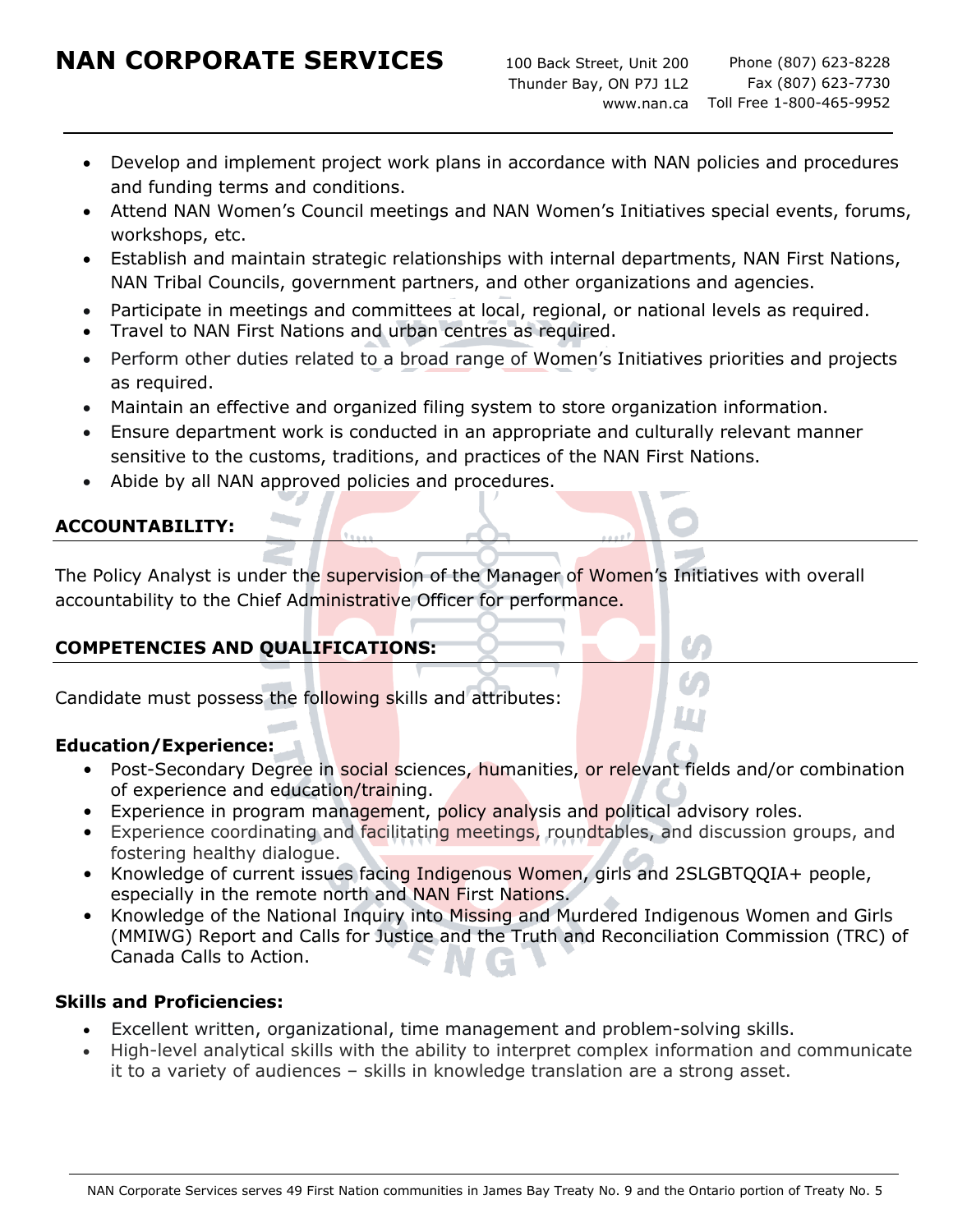- Develop and implement project work plans in accordance with NAN policies and procedures and funding terms and conditions.
- Attend NAN Women's Council meetings and NAN Women's Initiatives special events, forums, workshops, etc.
- Establish and maintain strategic relationships with internal departments, NAN First Nations, NAN Tribal Councils, government partners, and other organizations and agencies.
- Participate in meetings and committees at local, regional, or national levels as required.
- Travel to NAN First Nations and urban centres as required.
- Perform other duties related to a broad range of Women's Initiatives priorities and projects as required.
- Maintain an effective and organized filing system to store organization information.
- Ensure department work is conducted in an appropriate and culturally relevant manner sensitive to the customs, traditions, and practices of the NAN First Nations.
- Abide by all NAN approved policies and procedures.

## ACCOUNTABILITY:

The Policy Analyst is under the supervision of the Manager of Women's Initiatives with overall accountability to the Chief Administrative Officer for performance.

## COMPETENCIES AND QUALIFICATIONS:

Candidate must possess the following skills and attributes:

### Education/Experience:

- Post-Secondary Degree in social sciences, humanities, or relevant fields and/or combination of experience and education/training.
- Experience in program management, policy analysis and political advisory roles.
- Experience coordinating and facilitating meetings, roundtables, and discussion groups, and fostering healthy dialogue.
- Knowledge of current issues facing Indigenous Women, girls and 2SLGBTQQIA+ people, especially in the remote north and NAN First Nations.
- Knowledge of the National Inquiry into Missing and Murdered Indigenous Women and Girls (MMIWG) Report and Calls for Justice and the Truth and Reconciliation Commission (TRC) of Canada Calls to Action.

### Skills and Proficiencies:

- Excellent written, organizational, time management and problem-solving skills.
- High-level analytical skills with the ability to interpret complex information and communicate it to a variety of audiences – skills in knowledge translation are a strong asset.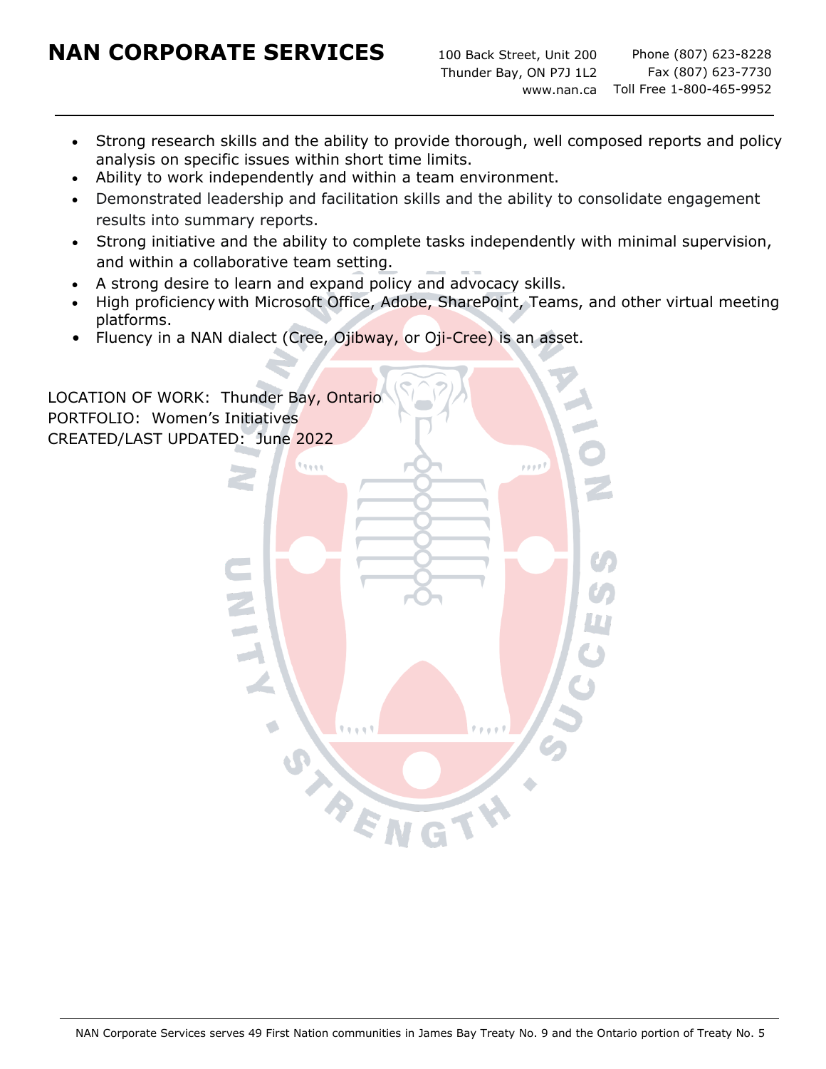- Strong research skills and the ability to provide thorough, well composed reports and policy analysis on specific issues within short time limits.
- Ability to work independently and within a team environment.
- Demonstrated leadership and facilitation skills and the ability to consolidate engagement results into summary reports.
- Strong initiative and the ability to complete tasks independently with minimal supervision, and within a collaborative team setting.
- A strong desire to learn and expand policy and advocacy skills.
- High proficiency with Microsoft Office, Adobe, SharePoint, Teams, and other virtual meeting platforms.
- Fluency in a NAN dialect (Cree, Ojibway, or Oji-Cree) is an asset.

LOCATION OF WORK: Thunder Bay, Ontario
PORTFOLIO: Women's Initiatives
CREATED/LAST UPDATED: June 2022